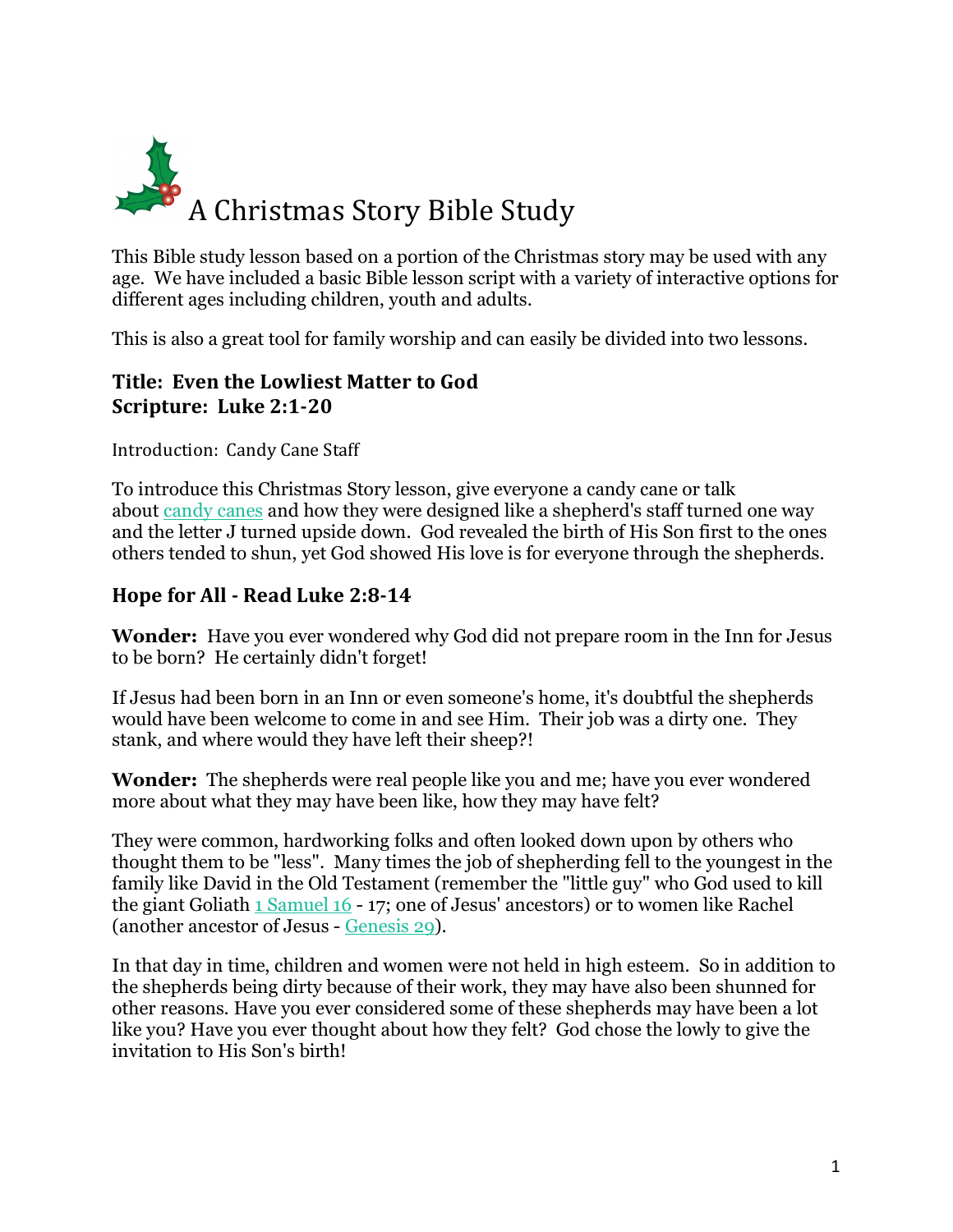# A Christmas Story Bible Study

This Bible study lesson based on a portion of the Christmas story may be used with any age. We have included a basic Bible lesson script with a variety of interactive options for different ages including children, youth and adults.

This is also a great tool for family worship and can easily be divided into two lessons.

## Title: Even the Lowliest Matter to God
## Scripture: Luke 2:1-20

Introduction: Candy Cane Staff

To introduce this Christmas Story lesson, give everyone a candy cane or talk about candy canes and how they were designed like a shepherd's staff turned one way and the letter J turned upside down. God revealed the birth of His Son first to the ones others tended to shun, yet God showed His love is for everyone through the shepherds.

## Hope for All - Read Luke 2:8-14

**Wonder:** Have you ever wondered why God did not prepare room in the Inn for Jesus to be born? He certainly didn't forget!

If Jesus had been born in an Inn or even someone's home, it's doubtful the shepherds would have been welcome to come in and see Him. Their job was a dirty one. They stank, and where would they have left their sheep?!

**Wonder:** The shepherds were real people like you and me; have you ever wondered more about what they may have been like, how they may have felt?

They were common, hardworking folks and often looked down upon by others who thought them to be "less". Many times the job of shepherding fell to the youngest in the family like David in the Old Testament (remember the "little guy" who God used to kill the giant Goliath 1 Samuel 16 - 17; one of Jesus' ancestors) or to women like Rachel (another ancestor of Jesus - Genesis 29).

In that day in time, children and women were not held in high esteem. So in addition to the shepherds being dirty because of their work, they may have also been shunned for other reasons. Have you ever considered some of these shepherds may have been a lot like you? Have you ever thought about how they felt? God chose the lowly to give the invitation to His Son's birth!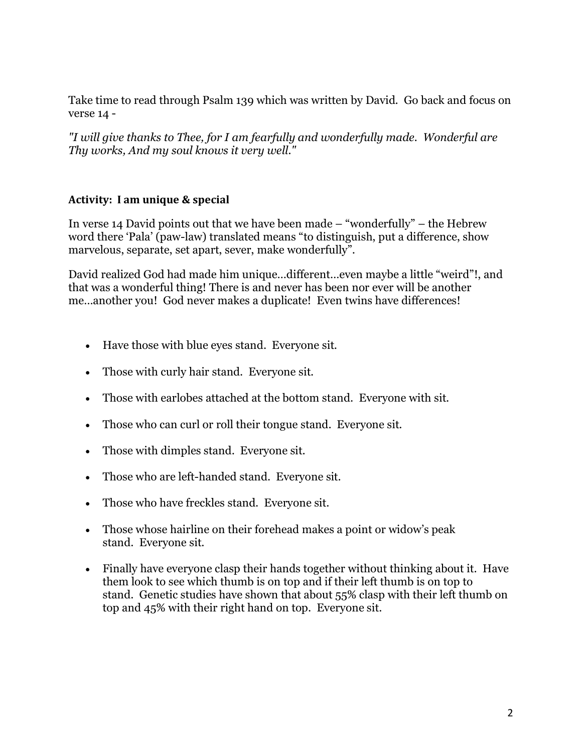Take time to read through Psalm 139 which was written by David. Go back and focus on verse 14 -

*"I will give thanks to Thee, for I am fearfully and wonderfully made. Wonderful are Thy works, And my soul knows it very well."*

**Activity: I am unique & special**

In verse 14 David points out that we have been made – "wonderfully" – the Hebrew word there 'Pala' (paw-law) translated means "to distinguish, put a difference, show marvelous, separate, set apart, sever, make wonderfully".

David realized God had made him unique…different…even maybe a little "weird"!, and that was a wonderful thing! There is and never has been nor ever will be another me…another you! God never makes a duplicate! Even twins have differences!

- Have those with blue eyes stand. Everyone sit.
- Those with curly hair stand. Everyone sit.
- Those with earlobes attached at the bottom stand. Everyone with sit.
- Those who can curl or roll their tongue stand. Everyone sit.
- Those with dimples stand. Everyone sit.
- Those who are left-handed stand. Everyone sit.
- Those who have freckles stand. Everyone sit.
- Those whose hairline on their forehead makes a point or widow's peak stand. Everyone sit.
- Finally have everyone clasp their hands together without thinking about it. Have them look to see which thumb is on top and if their left thumb is on top to stand. Genetic studies have shown that about 55% clasp with their left thumb on top and 45% with their right hand on top. Everyone sit.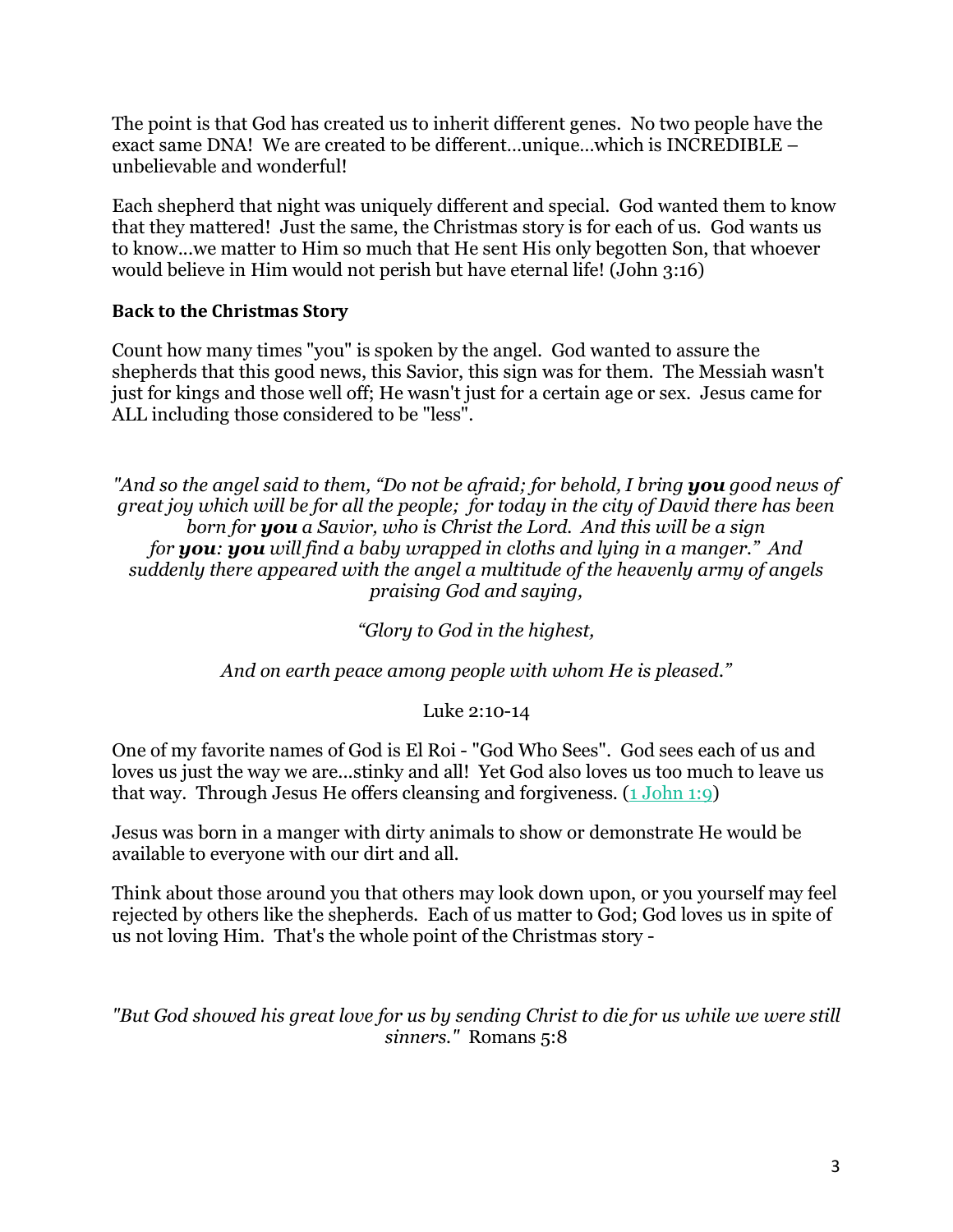The point is that God has created us to inherit different genes. No two people have the exact same DNA! We are created to be different…unique…which is INCREDIBLE – unbelievable and wonderful!

Each shepherd that night was uniquely different and special. God wanted them to know that they mattered! Just the same, the Christmas story is for each of us. God wants us to know…we matter to Him so much that He sent His only begotten Son, that whoever would believe in Him would not perish but have eternal life! (John 3:16)

**Back to the Christmas Story**

Count how many times "you" is spoken by the angel. God wanted to assure the shepherds that this good news, this Savior, this sign was for them. The Messiah wasn't just for kings and those well off; He wasn't just for a certain age or sex. Jesus came for ALL including those considered to be "less".

*"And so the angel said to them, "Do not be afraid; for behold, I bring* ***you*** *good news of great joy which will be for all the people; for today in the city of David there has been born for* ***you*** *a Savior, who is Christ the Lord. And this will be a sign for* ***you*****:** ***you*** *will find a baby wrapped in cloths and lying in a manger." And suddenly there appeared with the angel a multitude of the heavenly army of angels praising God and saying,*

*"Glory to God in the highest,*

*And on earth peace among people with whom He is pleased."*

Luke 2:10-14

One of my favorite names of God is El Roi - "God Who Sees". God sees each of us and loves us just the way we are…stinky and all! Yet God also loves us too much to leave us that way. Through Jesus He offers cleansing and forgiveness. (1 John 1:9)

Jesus was born in a manger with dirty animals to show or demonstrate He would be available to everyone with our dirt and all.

Think about those around you that others may look down upon, or you yourself may feel rejected by others like the shepherds. Each of us matter to God; God loves us in spite of us not loving Him. That's the whole point of the Christmas story -

*"But God showed his great love for us by sending Christ to die for us while we were still sinners."* Romans 5:8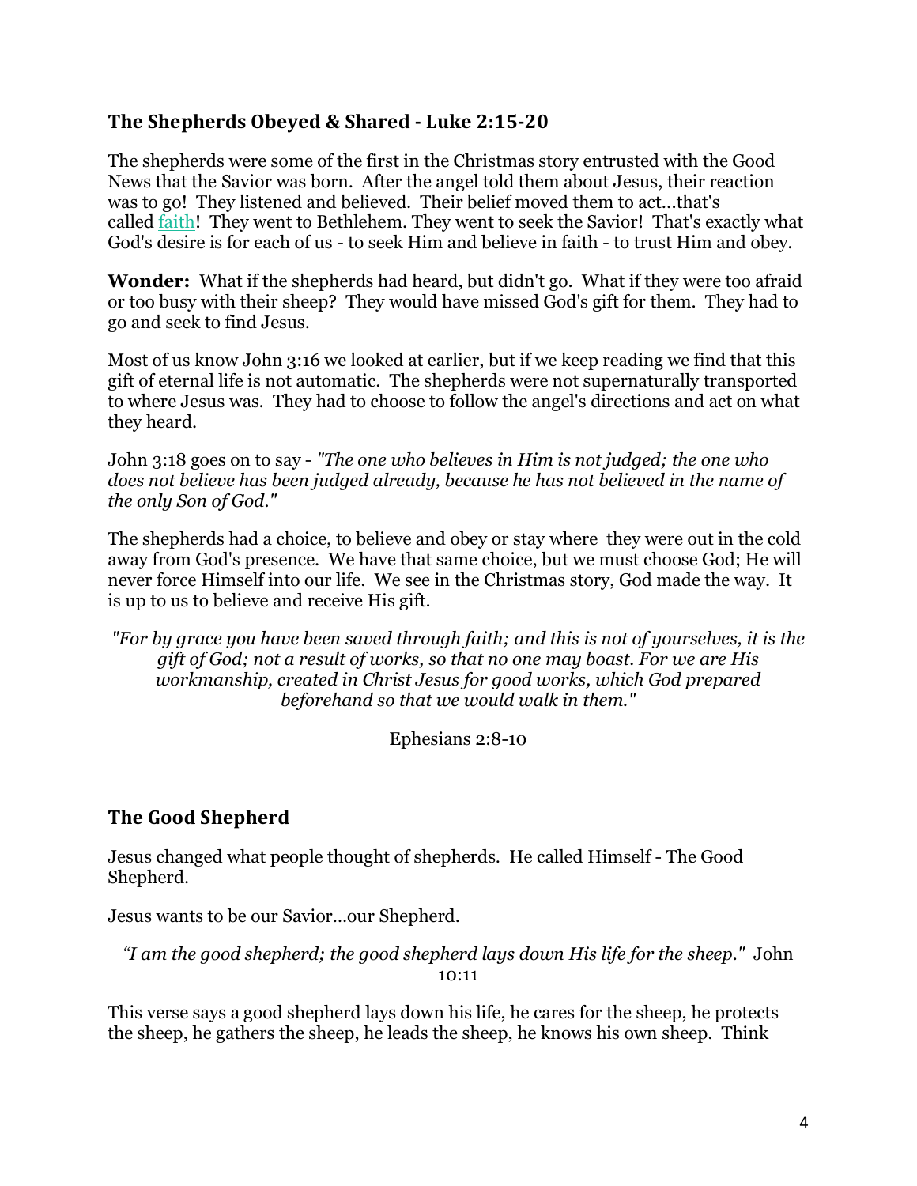## The Shepherds Obeyed & Shared - Luke 2:15-20

The shepherds were some of the first in the Christmas story entrusted with the Good News that the Savior was born. After the angel told them about Jesus, their reaction was to go! They listened and believed. Their belief moved them to act...that's called faith! They went to Bethlehem. They went to seek the Savior! That's exactly what God's desire is for each of us - to seek Him and believe in faith - to trust Him and obey.

**Wonder:** What if the shepherds had heard, but didn't go. What if they were too afraid or too busy with their sheep? They would have missed God's gift for them. They had to go and seek to find Jesus.

Most of us know John 3:16 we looked at earlier, but if we keep reading we find that this gift of eternal life is not automatic. The shepherds were not supernaturally transported to where Jesus was. They had to choose to follow the angel's directions and act on what they heard.

John 3:18 goes on to say - *"The one who believes in Him is not judged; the one who does not believe has been judged already, because he has not believed in the name of the only Son of God."*

The shepherds had a choice, to believe and obey or stay where they were out in the cold away from God's presence. We have that same choice, but we must choose God; He will never force Himself into our life. We see in the Christmas story, God made the way. It is up to us to believe and receive His gift.

*"For by grace you have been saved through faith; and this is not of yourselves, it is the gift of God; not a result of works, so that no one may boast. For we are His workmanship, created in Christ Jesus for good works, which God prepared beforehand so that we would walk in them."*

Ephesians 2:8-10

## The Good Shepherd

Jesus changed what people thought of shepherds. He called Himself - The Good Shepherd.

Jesus wants to be our Savior...our Shepherd.

*"I am the good shepherd; the good shepherd lays down His life for the sheep."* John 10:11

This verse says a good shepherd lays down his life, he cares for the sheep, he protects the sheep, he gathers the sheep, he leads the sheep, he knows his own sheep. Think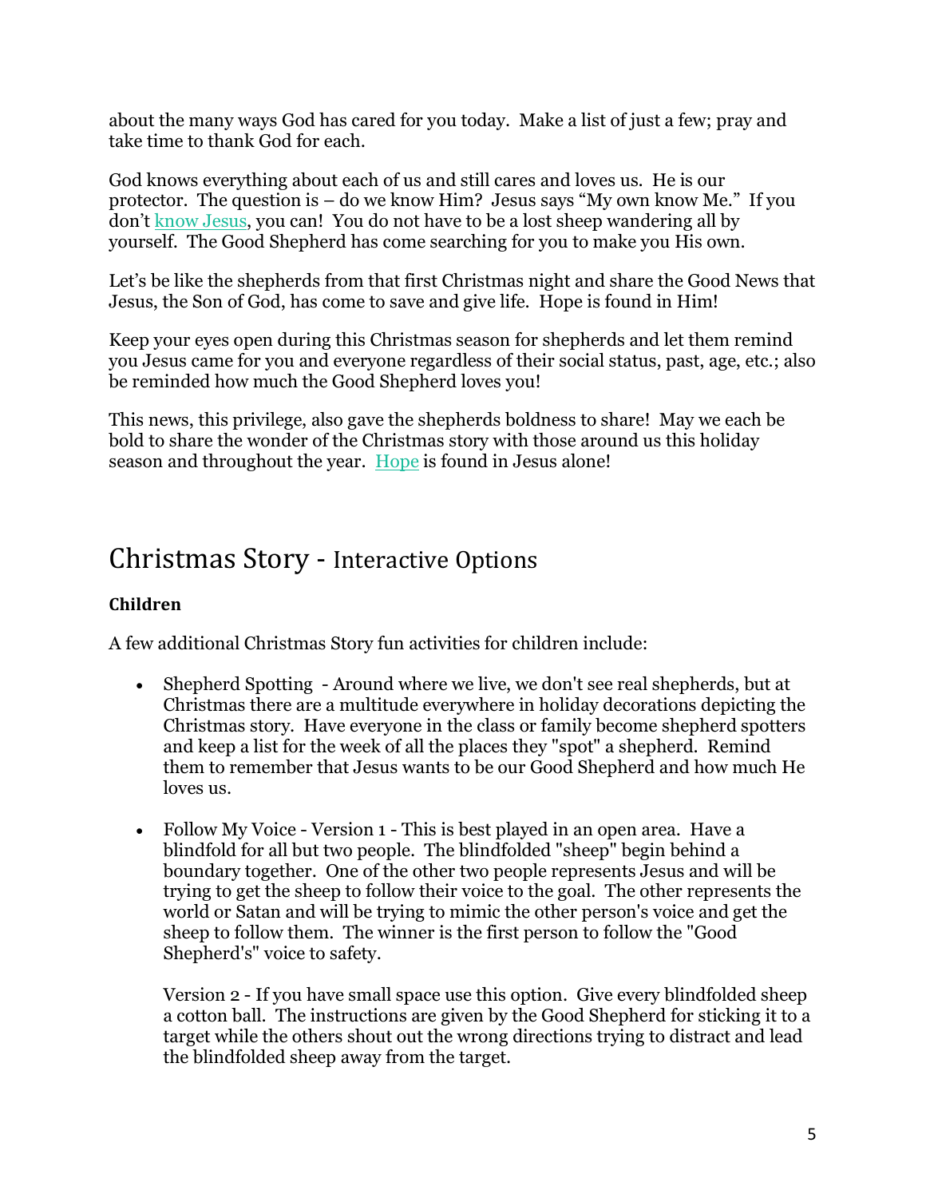about the many ways God has cared for you today. Make a list of just a few; pray and take time to thank God for each.

God knows everything about each of us and still cares and loves us. He is our protector. The question is – do we know Him? Jesus says "My own know Me." If you don't know Jesus, you can! You do not have to be a lost sheep wandering all by yourself. The Good Shepherd has come searching for you to make you His own.

Let's be like the shepherds from that first Christmas night and share the Good News that Jesus, the Son of God, has come to save and give life. Hope is found in Him!

Keep your eyes open during this Christmas season for shepherds and let them remind you Jesus came for you and everyone regardless of their social status, past, age, etc.; also be reminded how much the Good Shepherd loves you!

This news, this privilege, also gave the shepherds boldness to share! May we each be bold to share the wonder of the Christmas story with those around us this holiday season and throughout the year. Hope is found in Jesus alone!

## Christmas Story - Interactive Options

**Children**

A few additional Christmas Story fun activities for children include:

- Shepherd Spotting - Around where we live, we don't see real shepherds, but at Christmas there are a multitude everywhere in holiday decorations depicting the Christmas story. Have everyone in the class or family become shepherd spotters and keep a list for the week of all the places they "spot" a shepherd. Remind them to remember that Jesus wants to be our Good Shepherd and how much He loves us.

- Follow My Voice - Version 1 - This is best played in an open area. Have a blindfold for all but two people. The blindfolded "sheep" begin behind a boundary together. One of the other two people represents Jesus and will be trying to get the sheep to follow their voice to the goal. The other represents the world or Satan and will be trying to mimic the other person's voice and get the sheep to follow them. The winner is the first person to follow the "Good Shepherd's" voice to safety.

  Version 2 - If you have small space use this option. Give every blindfolded sheep a cotton ball. The instructions are given by the Good Shepherd for sticking it to a target while the others shout out the wrong directions trying to distract and lead the blindfolded sheep away from the target.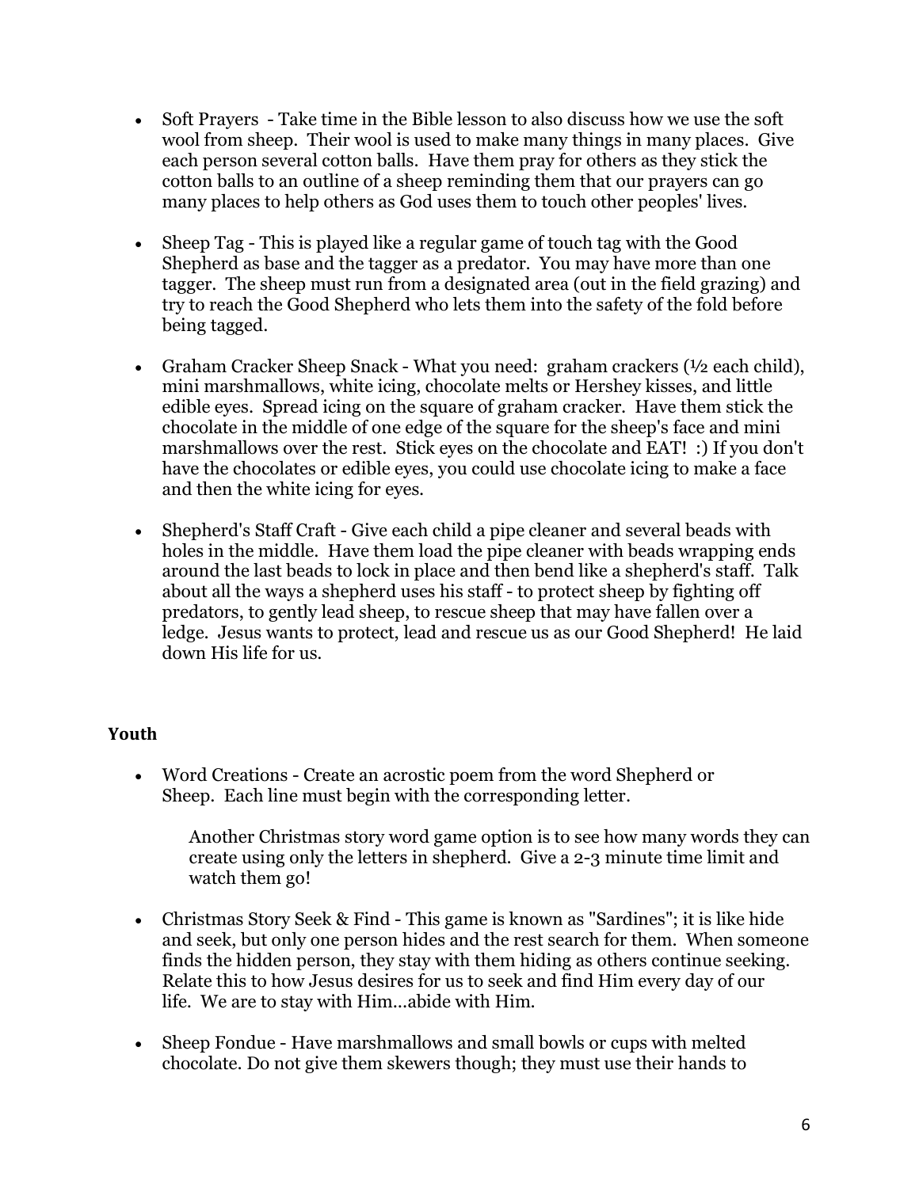- Soft Prayers - Take time in the Bible lesson to also discuss how we use the soft wool from sheep. Their wool is used to make many things in many places. Give each person several cotton balls. Have them pray for others as they stick the cotton balls to an outline of a sheep reminding them that our prayers can go many places to help others as God uses them to touch other peoples' lives.

- Sheep Tag - This is played like a regular game of touch tag with the Good Shepherd as base and the tagger as a predator. You may have more than one tagger. The sheep must run from a designated area (out in the field grazing) and try to reach the Good Shepherd who lets them into the safety of the fold before being tagged.

- Graham Cracker Sheep Snack - What you need: graham crackers (½ each child), mini marshmallows, white icing, chocolate melts or Hershey kisses, and little edible eyes. Spread icing on the square of graham cracker. Have them stick the chocolate in the middle of one edge of the square for the sheep's face and mini marshmallows over the rest. Stick eyes on the chocolate and EAT! :) If you don't have the chocolates or edible eyes, you could use chocolate icing to make a face and then the white icing for eyes.

- Shepherd's Staff Craft - Give each child a pipe cleaner and several beads with holes in the middle. Have them load the pipe cleaner with beads wrapping ends around the last beads to lock in place and then bend like a shepherd's staff. Talk about all the ways a shepherd uses his staff - to protect sheep by fighting off predators, to gently lead sheep, to rescue sheep that may have fallen over a ledge. Jesus wants to protect, lead and rescue us as our Good Shepherd! He laid down His life for us.

**Youth**

- Word Creations - Create an acrostic poem from the word Shepherd or Sheep. Each line must begin with the corresponding letter.

  Another Christmas story word game option is to see how many words they can create using only the letters in shepherd. Give a 2-3 minute time limit and watch them go!

- Christmas Story Seek & Find - This game is known as "Sardines"; it is like hide and seek, but only one person hides and the rest search for them. When someone finds the hidden person, they stay with them hiding as others continue seeking. Relate this to how Jesus desires for us to seek and find Him every day of our life. We are to stay with Him...abide with Him.

- Sheep Fondue - Have marshmallows and small bowls or cups with melted chocolate. Do not give them skewers though; they must use their hands to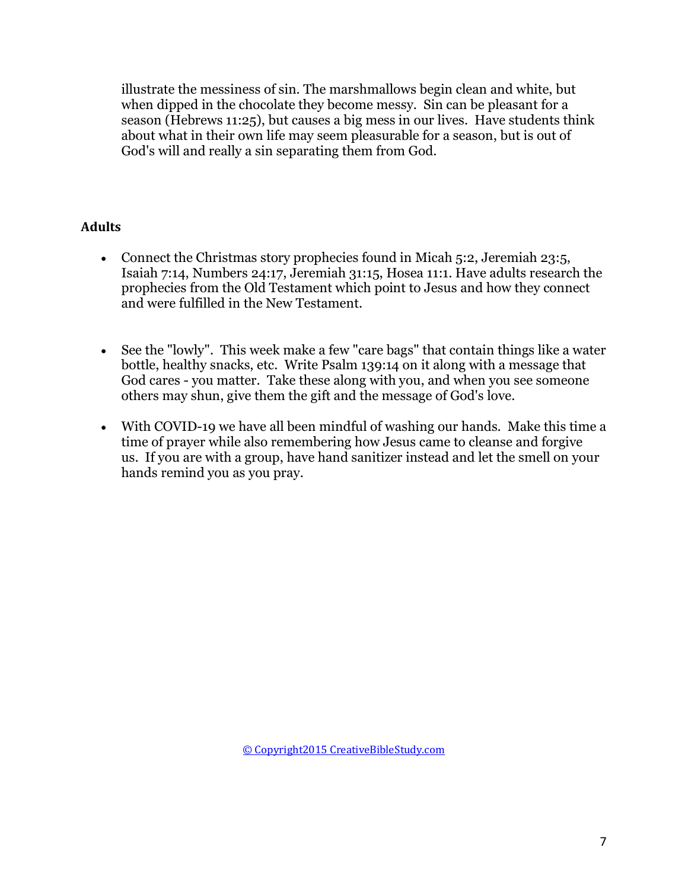illustrate the messiness of sin. The marshmallows begin clean and white, but when dipped in the chocolate they become messy. Sin can be pleasant for a season (Hebrews 11:25), but causes a big mess in our lives. Have students think about what in their own life may seem pleasurable for a season, but is out of God's will and really a sin separating them from God.

**Adults**

- Connect the Christmas story prophecies found in Micah 5:2, Jeremiah 23:5, Isaiah 7:14, Numbers 24:17, Jeremiah 31:15, Hosea 11:1. Have adults research the prophecies from the Old Testament which point to Jesus and how they connect and were fulfilled in the New Testament.

- See the "lowly". This week make a few "care bags" that contain things like a water bottle, healthy snacks, etc. Write Psalm 139:14 on it along with a message that God cares - you matter. Take these along with you, and when you see someone others may shun, give them the gift and the message of God's love.

- With COVID-19 we have all been mindful of washing our hands. Make this time a time of prayer while also remembering how Jesus came to cleanse and forgive us. If you are with a group, have hand sanitizer instead and let the smell on your hands remind you as you pray.

© Copyright2015 CreativeBibleStudy.com